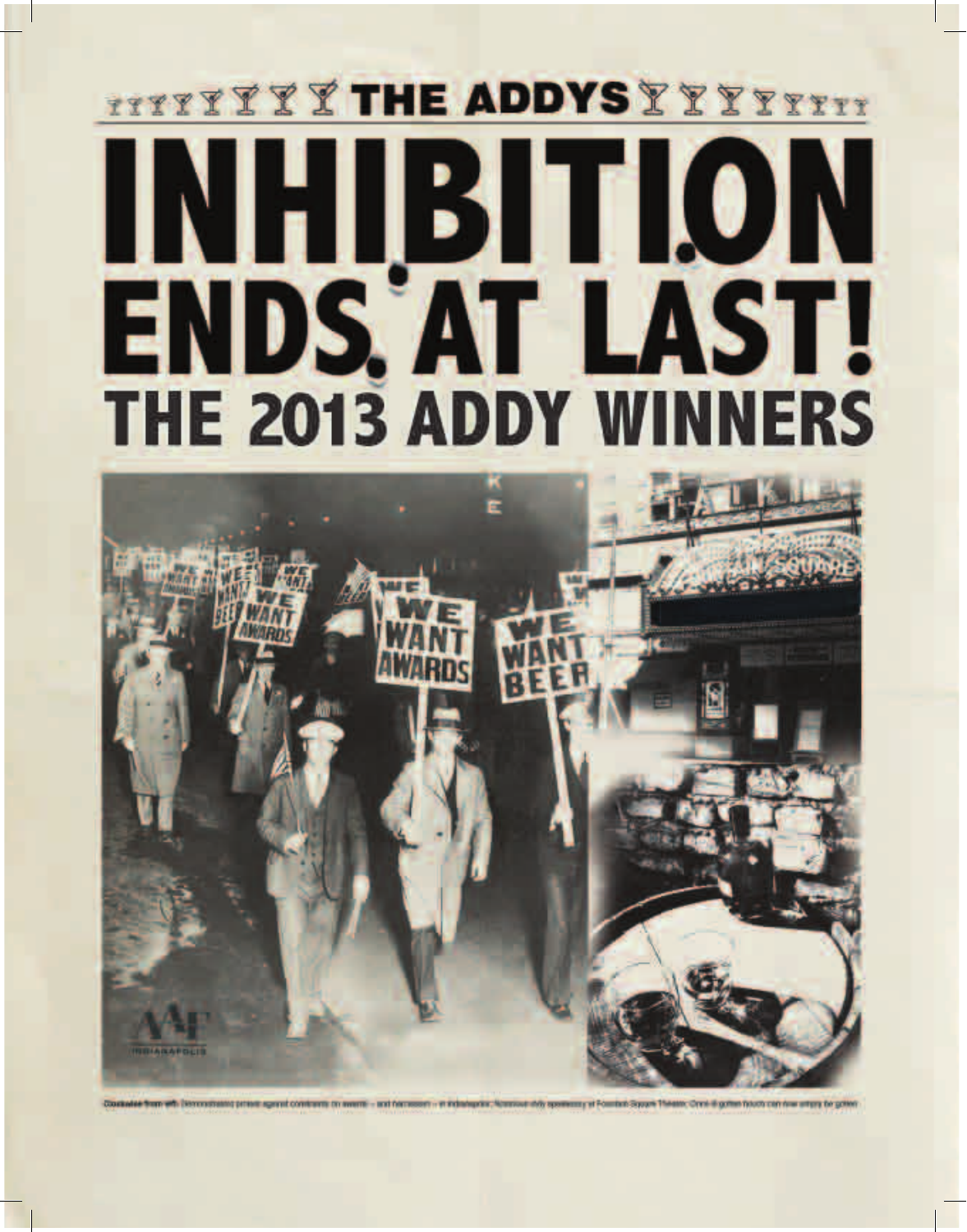THE ADDYS

# INHIBITION ENDS AT LAST!

## THE 2013 ADDY WINNERS

Clockwise from left: Demonstrators protest against constraints on awards – and hairstyles – in Indianapolis; Notorious shady speakeasy at Fountain Square Theater; Once ill-gotten hoods can now simply be gotten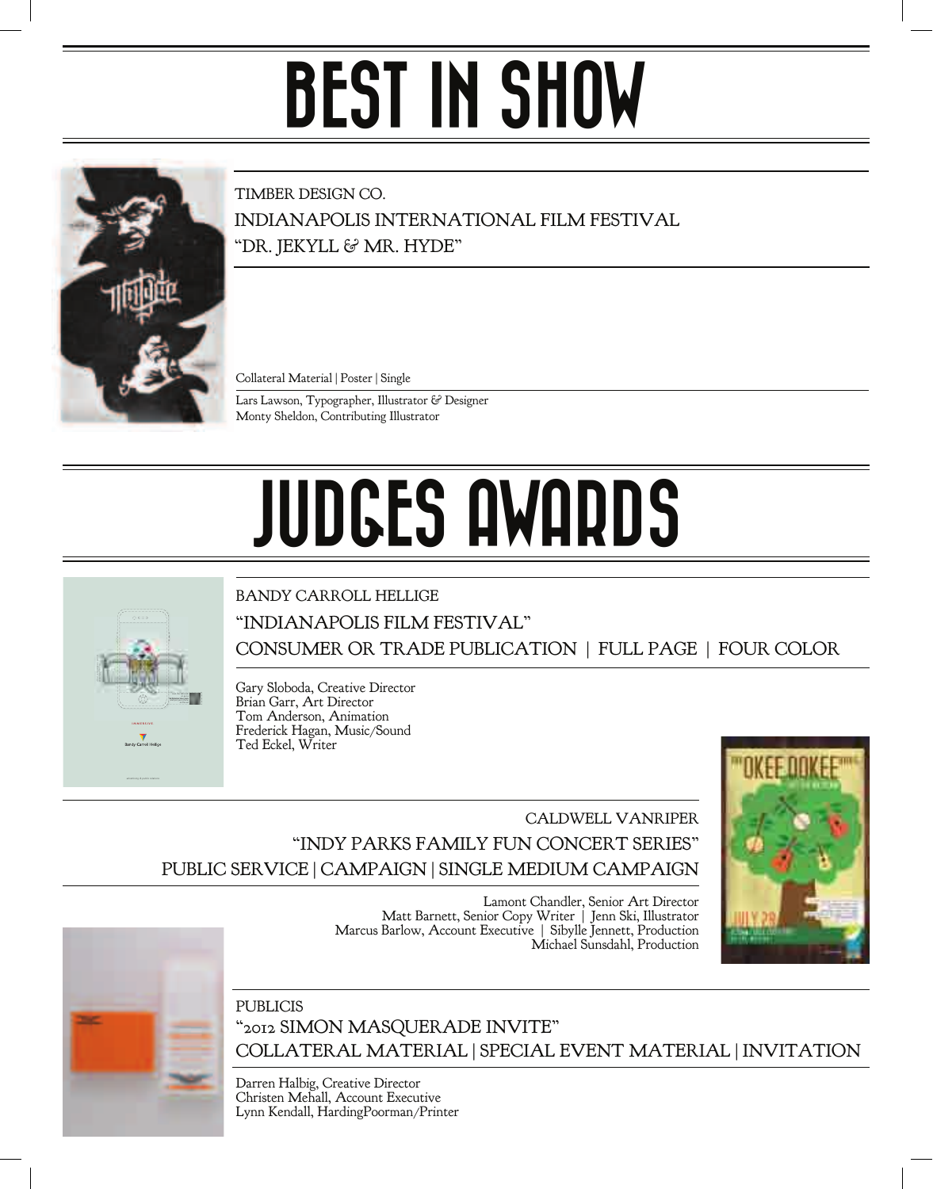# BEST IN SHOW

TIMBER DESIGN CO.

INDIANAPOLIS INTERNATIONAL FILM FESTIVAL

"DR. JEKYLL & MR. HYDE"

Collateral Material | Poster | Single

Lars Lawson, Typographer, Illustrator & Designer
Monty Sheldon, Contributing Illustrator

# JUDGES AWARDS

BANDY CARROLL HELLIGE

"INDIANAPOLIS FILM FESTIVAL"

CONSUMER OR TRADE PUBLICATION | FULL PAGE | FOUR COLOR

Gary Sloboda, Creative Director
Brian Garr, Art Director
Tom Anderson, Animation
Frederick Hagan, Music/Sound
Ted Eckel, Writer

CALDWELL VANRIPER

"INDY PARKS FAMILY FUN CONCERT SERIES"

PUBLIC SERVICE | CAMPAIGN | SINGLE MEDIUM CAMPAIGN

Lamont Chandler, Senior Art Director
Matt Barnett, Senior Copy Writer | Jenn Ski, Illustrator
Marcus Barlow, Account Executive | Sibylle Jennett, Production
Michael Sunsdahl, Production

PUBLICIS

"2012 SIMON MASQUERADE INVITE"

COLLATERAL MATERIAL | SPECIAL EVENT MATERIAL | INVITATION

Darren Halbig, Creative Director
Christen Mehall, Account Executive
Lynn Kendall, HardingPoorman/Printer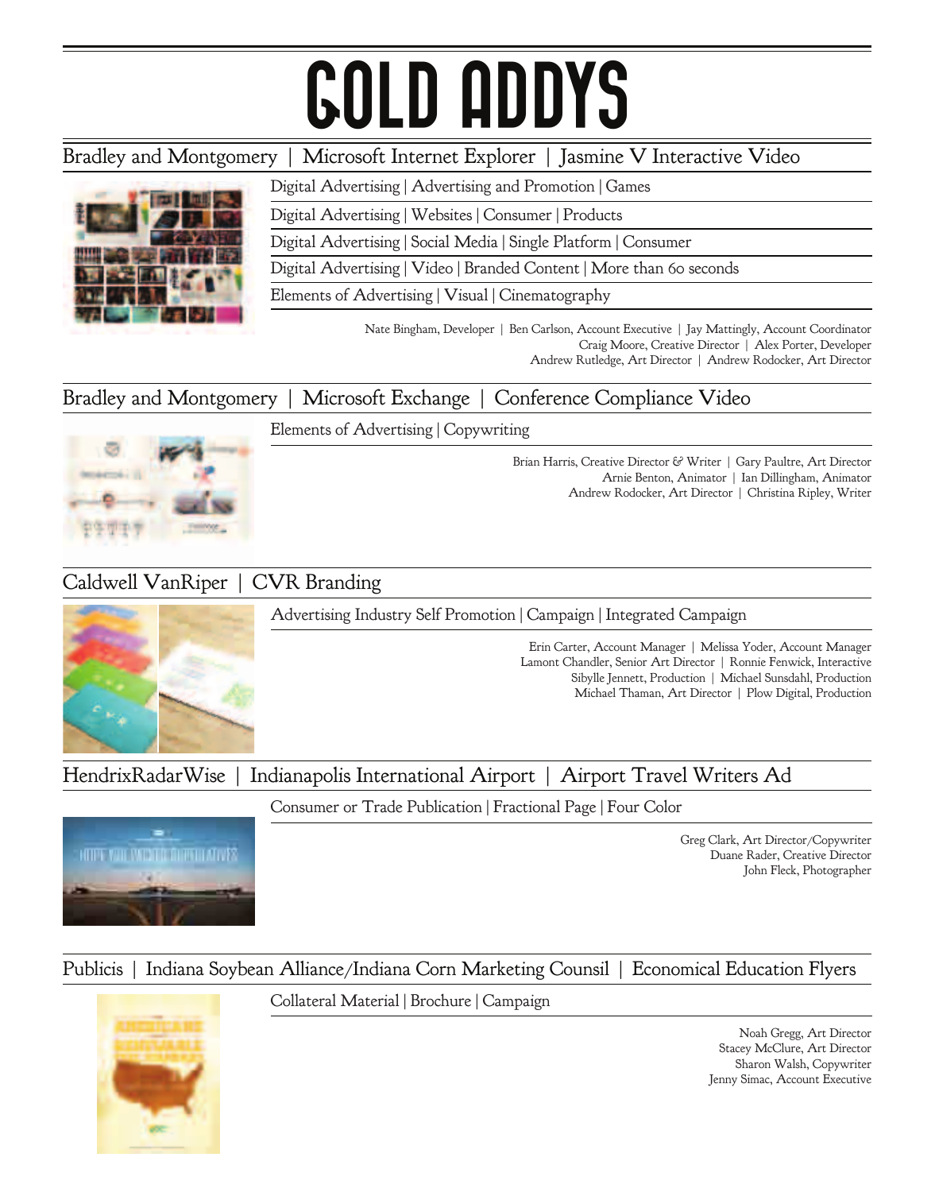# GOLD ADDYS

## Bradley and Montgomery | Microsoft Internet Explorer | Jasmine V Interactive Video

Digital Advertising | Advertising and Promotion | Games

Digital Advertising | Websites | Consumer | Products

Digital Advertising | Social Media | Single Platform | Consumer

Digital Advertising | Video | Branded Content | More than 60 seconds

Elements of Advertising | Visual | Cinematography

Nate Bingham, Developer | Ben Carlson, Account Executive | Jay Mattingly, Account Coordinator
Craig Moore, Creative Director | Alex Porter, Developer
Andrew Rutledge, Art Director | Andrew Rodocker, Art Director

## Bradley and Montgomery | Microsoft Exchange | Conference Compliance Video

Elements of Advertising | Copywriting

Brian Harris, Creative Director & Writer | Gary Paultre, Art Director
Arnie Benton, Animator | Ian Dillingham, Animator
Andrew Rodocker, Art Director | Christina Ripley, Writer

## Caldwell VanRiper | CVR Branding

Advertising Industry Self Promotion | Campaign | Integrated Campaign

Erin Carter, Account Manager | Melissa Yoder, Account Manager
Lamont Chandler, Senior Art Director | Ronnie Fenwick, Interactive
Sibylle Jennett, Production | Michael Sunsdahl, Production
Michael Thaman, Art Director | Plow Digital, Production

## HendrixRadarWise | Indianapolis International Airport | Airport Travel Writers Ad

Consumer or Trade Publication | Fractional Page | Four Color

Greg Clark, Art Director/Copywriter
Duane Rader, Creative Director
John Fleck, Photographer

## Publicis | Indiana Soybean Alliance/Indiana Corn Marketing Counsil | Economical Education Flyers

Collateral Material | Brochure | Campaign

Noah Gregg, Art Director
Stacey McClure, Art Director
Sharon Walsh, Copywriter
Jenny Simac, Account Executive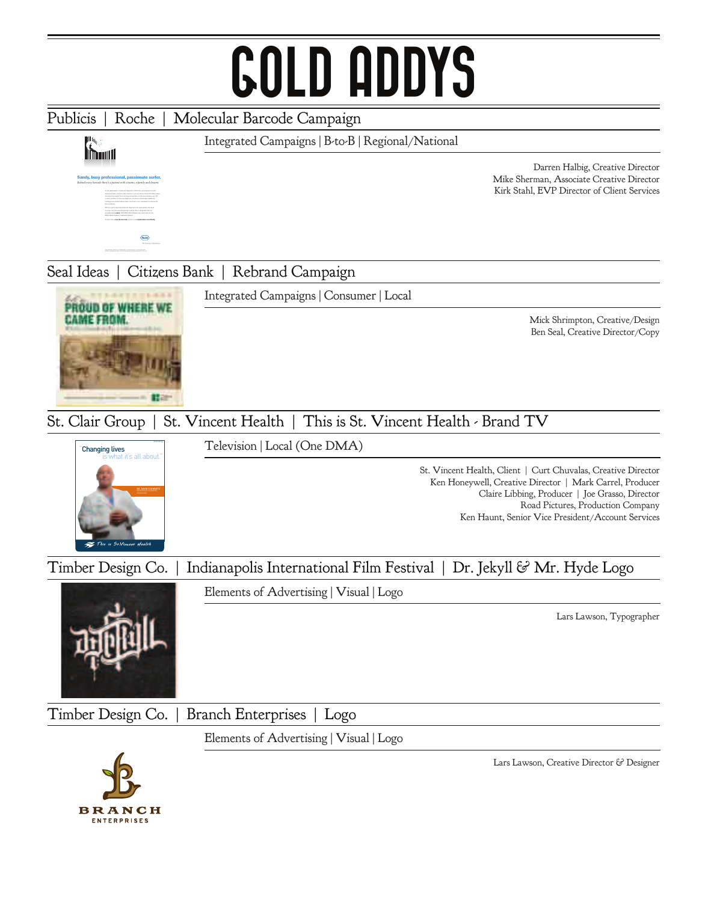# GOLD ADDYS

## Publicis | Roche | Molecular Barcode Campaign

Integrated Campaigns | B-to-B | Regional/National

Darren Halbig, Creative Director
Mike Sherman, Associate Creative Director
Kirk Stahl, EVP Director of Client Services

## Seal Ideas | Citizens Bank | Rebrand Campaign

Integrated Campaigns | Consumer | Local

Mick Shrimpton, Creative/Design
Ben Seal, Creative Director/Copy

## St. Clair Group | St. Vincent Health | This is St. Vincent Health - Brand TV

Television | Local (One DMA)

St. Vincent Health, Client | Curt Chuvalas, Creative Director
Ken Honeywell, Creative Director | Mark Carrel, Producer
Claire Libbing, Producer | Joe Grasso, Director
Road Pictures, Production Company
Ken Haunt, Senior Vice President/Account Services

## Timber Design Co. | Indianapolis International Film Festival | Dr. Jekyll & Mr. Hyde Logo

Elements of Advertising | Visual | Logo

Lars Lawson, Typographer

## Timber Design Co. | Branch Enterprises | Logo

Elements of Advertising | Visual | Logo

Lars Lawson, Creative Director & Designer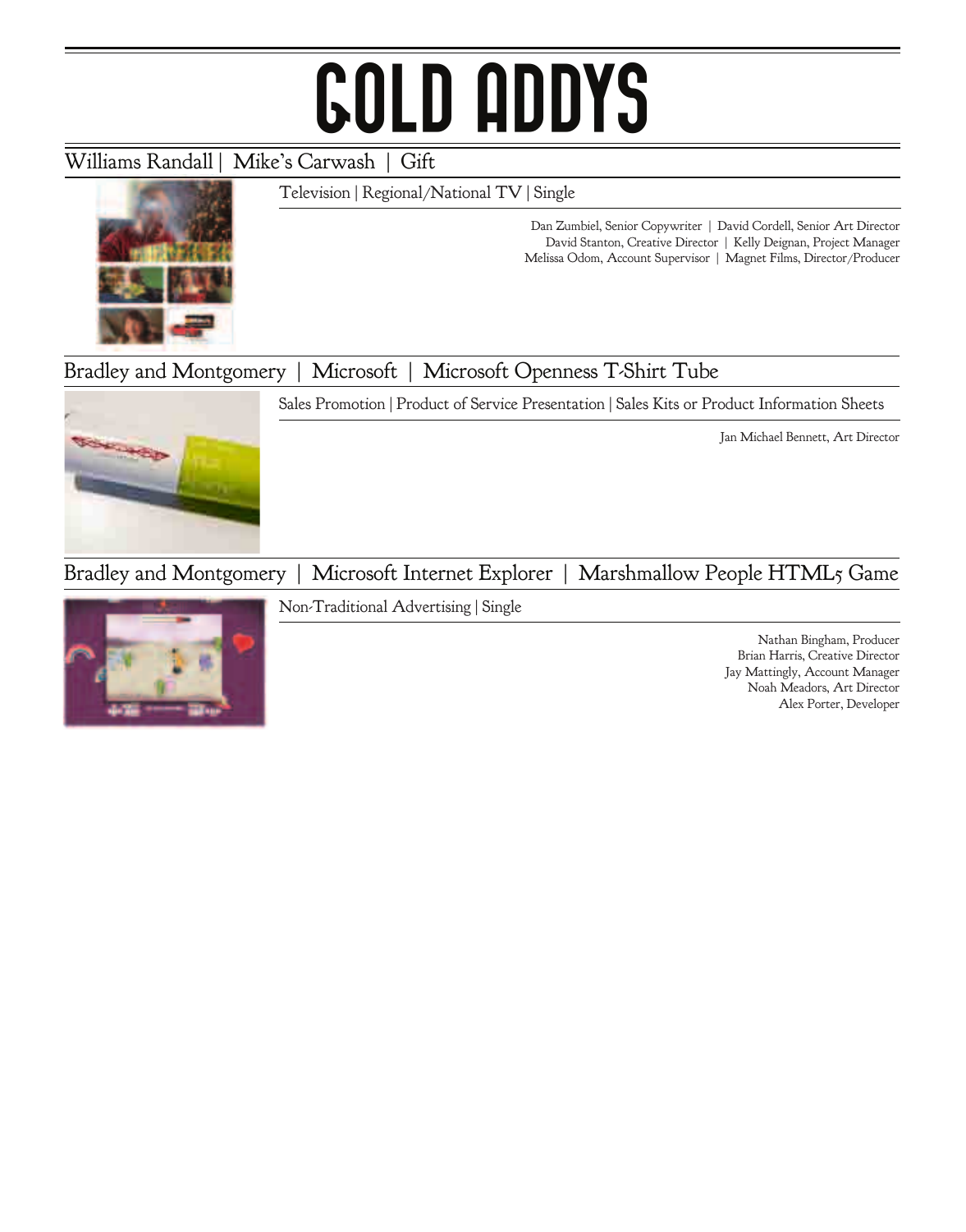# GOLD ADDYS

## Williams Randall | Mike's Carwash | Gift

Television | Regional/National TV | Single

Dan Zumbiel, Senior Copywriter | David Cordell, Senior Art Director
David Stanton, Creative Director | Kelly Deignan, Project Manager
Melissa Odom, Account Supervisor | Magnet Films, Director/Producer

## Bradley and Montgomery | Microsoft | Microsoft Openness T-Shirt Tube

Sales Promotion | Product of Service Presentation | Sales Kits or Product Information Sheets

Jan Michael Bennett, Art Director

## Bradley and Montgomery | Microsoft Internet Explorer | Marshmallow People HTML5 Game

Non-Traditional Advertising | Single

Nathan Bingham, Producer
Brian Harris, Creative Director
Jay Mattingly, Account Manager
Noah Meadors, Art Director
Alex Porter, Developer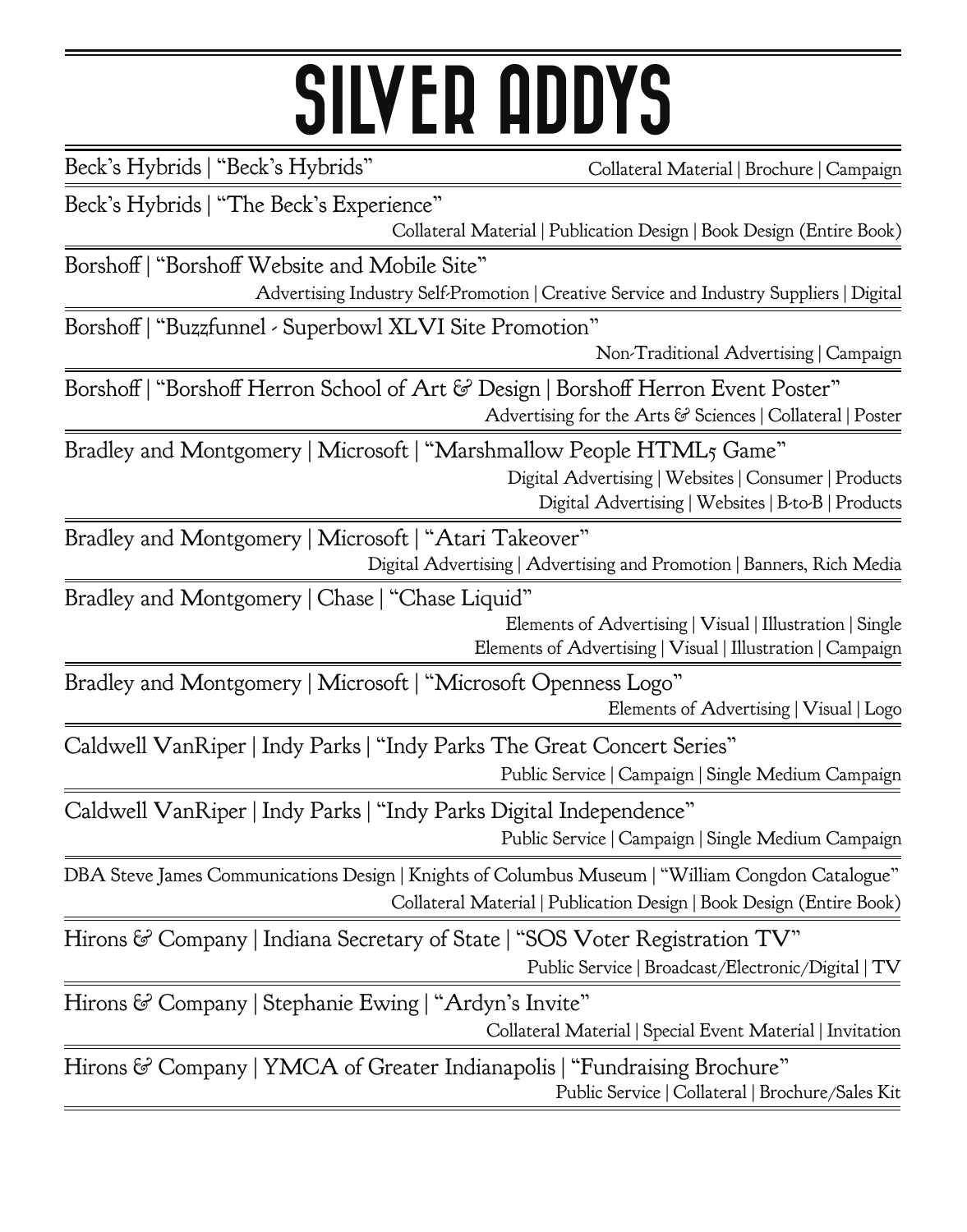# SILVER ADDYS

Beck's Hybrids | "Beck's Hybrids"
Collateral Material | Brochure | Campaign

Beck's Hybrids | "The Beck's Experience"
Collateral Material | Publication Design | Book Design (Entire Book)

Borshoff | "Borshoff Website and Mobile Site"
Advertising Industry Self-Promotion | Creative Service and Industry Suppliers | Digital

Borshoff | "Buzzfunnel - Superbowl XLVI Site Promotion"
Non-Traditional Advertising | Campaign

Borshoff | "Borshoff Herron School of Art & Design | Borshoff Herron Event Poster"
Advertising for the Arts & Sciences | Collateral | Poster

Bradley and Montgomery | Microsoft | "Marshmallow People HTML5 Game"
Digital Advertising | Websites | Consumer | Products
Digital Advertising | Websites | B-to-B | Products

Bradley and Montgomery | Microsoft | "Atari Takeover"
Digital Advertising | Advertising and Promotion | Banners, Rich Media

Bradley and Montgomery | Chase | "Chase Liquid"
Elements of Advertising | Visual | Illustration | Single
Elements of Advertising | Visual | Illustration | Campaign

Bradley and Montgomery | Microsoft | "Microsoft Openness Logo"
Elements of Advertising | Visual | Logo

Caldwell VanRiper | Indy Parks | "Indy Parks The Great Concert Series"
Public Service | Campaign | Single Medium Campaign

Caldwell VanRiper | Indy Parks | "Indy Parks Digital Independence"
Public Service | Campaign | Single Medium Campaign

DBA Steve James Communications Design | Knights of Columbus Museum | "William Congdon Catalogue"
Collateral Material | Publication Design | Book Design (Entire Book)

Hirons & Company | Indiana Secretary of State | "SOS Voter Registration TV"
Public Service | Broadcast/Electronic/Digital | TV

Hirons & Company | Stephanie Ewing | "Ardyn's Invite"
Collateral Material | Special Event Material | Invitation

Hirons & Company | YMCA of Greater Indianapolis | "Fundraising Brochure"
Public Service | Collateral | Brochure/Sales Kit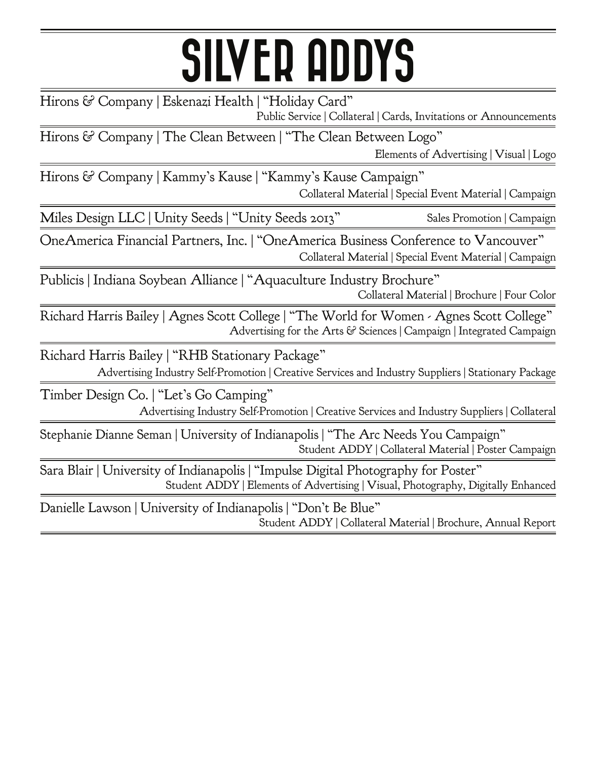# SILVER ADDYS

Hirons & Company | Eskenazi Health | "Holiday Card"
Public Service | Collateral | Cards, Invitations or Announcements

Hirons & Company | The Clean Between | "The Clean Between Logo"
Elements of Advertising | Visual | Logo

Hirons & Company | Kammy's Kause | "Kammy's Kause Campaign"
Collateral Material | Special Event Material | Campaign

Miles Design LLC | Unity Seeds | "Unity Seeds 2013"
Sales Promotion | Campaign

OneAmerica Financial Partners, Inc. | "OneAmerica Business Conference to Vancouver"
Collateral Material | Special Event Material | Campaign

Publicis | Indiana Soybean Alliance | "Aquaculture Industry Brochure"
Collateral Material | Brochure | Four Color

Richard Harris Bailey | Agnes Scott College | "The World for Women - Agnes Scott College"
Advertising for the Arts & Sciences | Campaign | Integrated Campaign

Richard Harris Bailey | "RHB Stationary Package"
Advertising Industry Self-Promotion | Creative Services and Industry Suppliers | Stationary Package

Timber Design Co. | "Let's Go Camping"
Advertising Industry Self-Promotion | Creative Services and Industry Suppliers | Collateral

Stephanie Dianne Seman | University of Indianapolis | "The Arc Needs You Campaign"
Student ADDY | Collateral Material | Poster Campaign

Sara Blair | University of Indianapolis | "Impulse Digital Photography for Poster"
Student ADDY | Elements of Advertising | Visual, Photography, Digitally Enhanced

Danielle Lawson | University of Indianapolis | "Don't Be Blue"
Student ADDY | Collateral Material | Brochure, Annual Report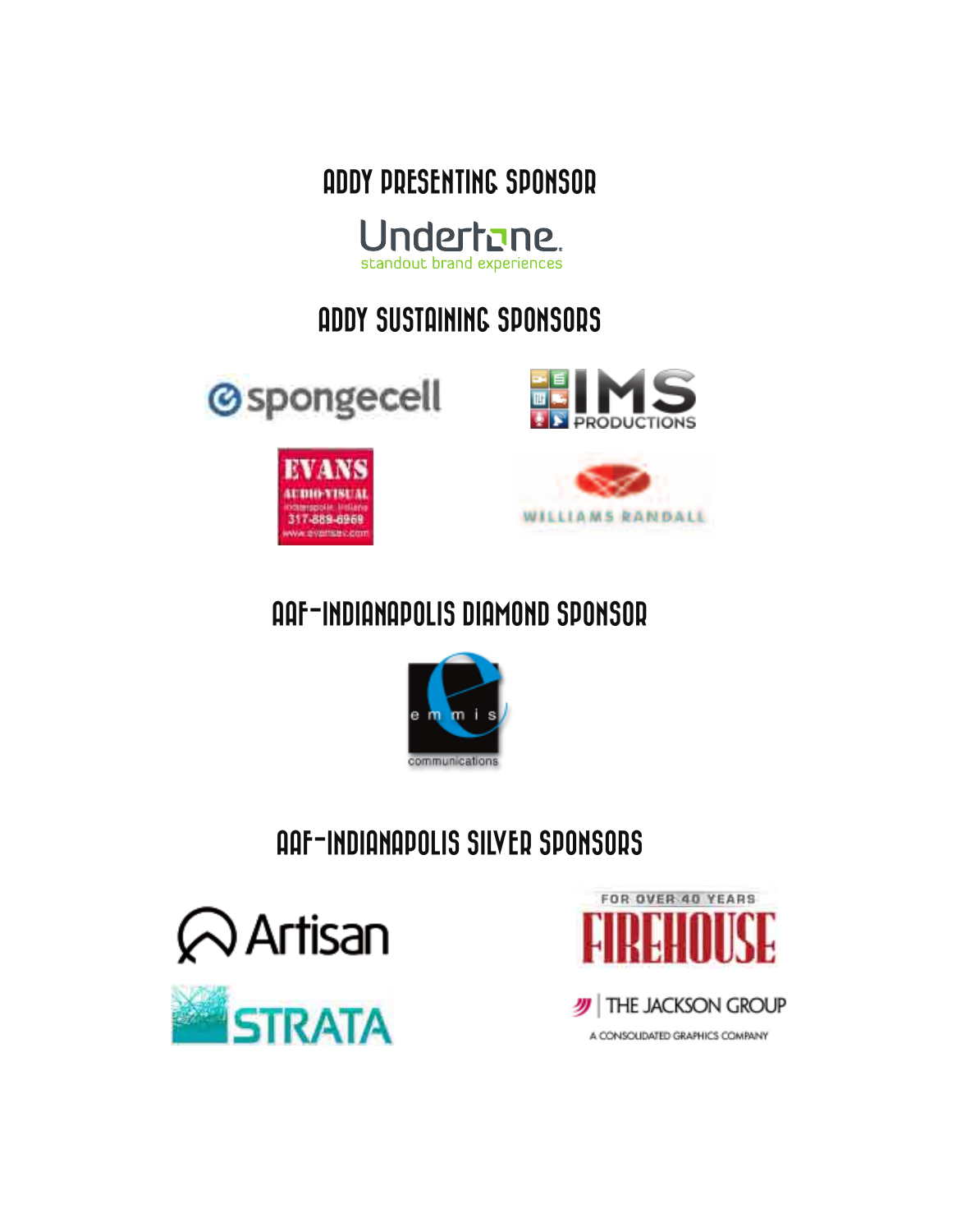## ADDY PRESENTING SPONSOR

Undertone
standout brand experiences

## ADDY SUSTAINING SPONSORS

spongecell

IMS PRODUCTIONS

EVANS AUDIO-VISUAL
Indianapolis, Indiana
317-889-6969
www.evansav.com

WILLIAMS RANDALL

## AAF-INDIANAPOLIS DIAMOND SPONSOR

emmis communications

## AAF-INDIANAPOLIS SILVER SPONSORS

Artisan

FOR OVER 40 YEARS FIREHOUSE

STRATA

THE JACKSON GROUP
A CONSOLIDATED GRAPHICS COMPANY